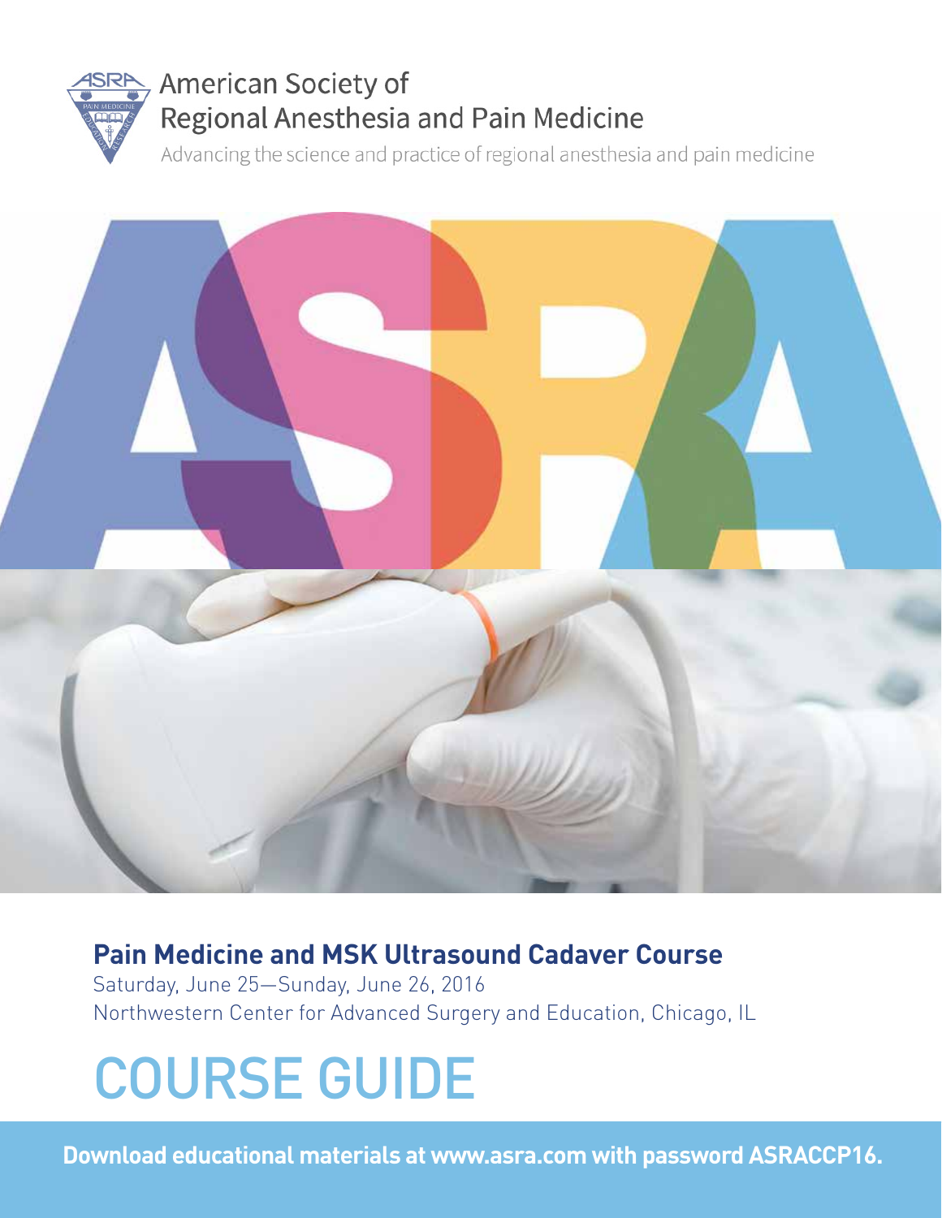American Society of Regional Anesthesia and Pain Medicine

Advancing the science and practice of regional anesthesia and pain medicine

## Pain Medicine and MSK Ultrasound Cadaver Course

Saturday, June 25—Sunday, June 26, 2016

Northwestern Center for Advanced Surgery and Education, Chicago, IL

# COURSE GUIDE

**Download educational materials at www.asra.com with password ASRACCP16.**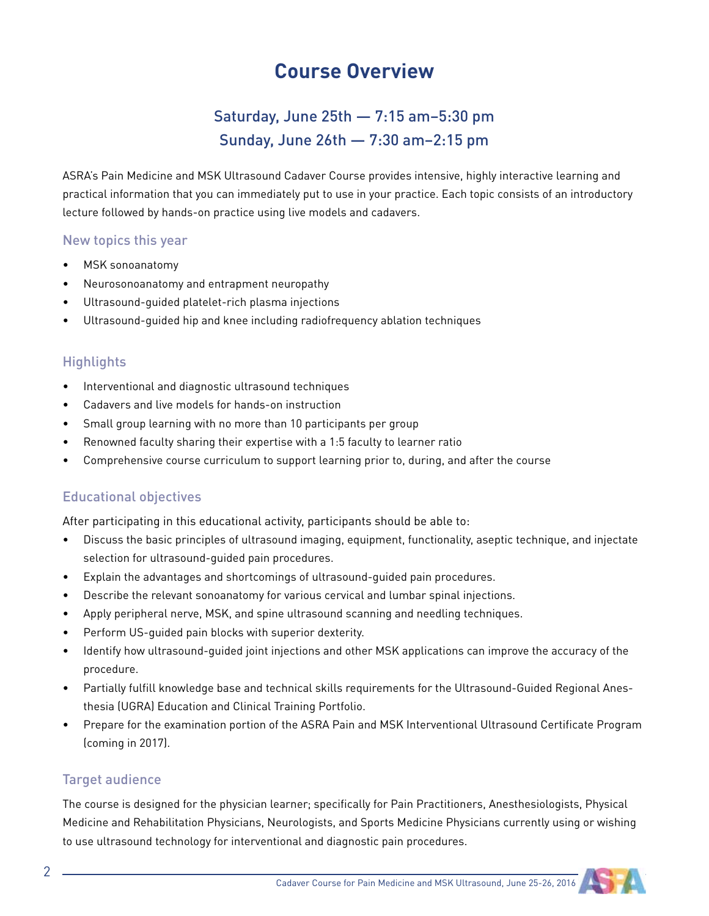# Course Overview

## Saturday, June 25th — 7:15 am–5:30 pm
## Sunday, June 26th — 7:30 am–2:15 pm

ASRA's Pain Medicine and MSK Ultrasound Cadaver Course provides intensive, highly interactive learning and practical information that you can immediately put to use in your practice. Each topic consists of an introductory lecture followed by hands-on practice using live models and cadavers.

### New topics this year

- MSK sonoanatomy
- Neurosonoanatomy and entrapment neuropathy
- Ultrasound-guided platelet-rich plasma injections
- Ultrasound-guided hip and knee including radiofrequency ablation techniques

### Highlights

- Interventional and diagnostic ultrasound techniques
- Cadavers and live models for hands-on instruction
- Small group learning with no more than 10 participants per group
- Renowned faculty sharing their expertise with a 1:5 faculty to learner ratio
- Comprehensive course curriculum to support learning prior to, during, and after the course

### Educational objectives

After participating in this educational activity, participants should be able to:

- Discuss the basic principles of ultrasound imaging, equipment, functionality, aseptic technique, and injectate selection for ultrasound-guided pain procedures.
- Explain the advantages and shortcomings of ultrasound-guided pain procedures.
- Describe the relevant sonoanatomy for various cervical and lumbar spinal injections.
- Apply peripheral nerve, MSK, and spine ultrasound scanning and needling techniques.
- Perform US-guided pain blocks with superior dexterity.
- Identify how ultrasound-guided joint injections and other MSK applications can improve the accuracy of the procedure.
- Partially fulfill knowledge base and technical skills requirements for the Ultrasound-Guided Regional Anesthesia (UGRA) Education and Clinical Training Portfolio.
- Prepare for the examination portion of the ASRA Pain and MSK Interventional Ultrasound Certificate Program (coming in 2017).

### Target audience

The course is designed for the physician learner; specifically for Pain Practitioners, Anesthesiologists, Physical Medicine and Rehabilitation Physicians, Neurologists, and Sports Medicine Physicians currently using or wishing to use ultrasound technology for interventional and diagnostic pain procedures.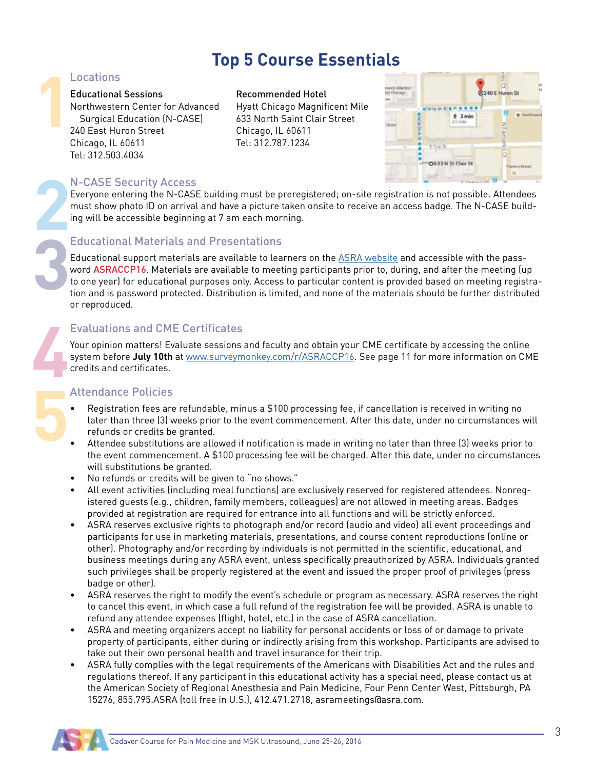# Top 5 Course Essentials

## 1 Locations

**Educational Sessions**
Northwestern Center for Advanced Surgical Education (N-CASE)
240 East Huron Street
Chicago, IL 60611
Tel: 312.503.4034

**Recommended Hotel**
Hyatt Chicago Magnificent Mile
633 North Saint Clair Street
Chicago, IL 60611
Tel: 312.787.1234

## 2 N-CASE Security Access

Everyone entering the N-CASE building must be preregistered; on-site registration is not possible. Attendees must show photo ID on arrival and have a picture taken onsite to receive an access badge. The N-CASE building will be accessible beginning at 7 am each morning.

## 3 Educational Materials and Presentations

Educational support materials are available to learners on the ASRA website and accessible with the password ASRACCP16. Materials are available to meeting participants prior to, during, and after the meeting (up to one year) for educational purposes only. Access to particular content is provided based on meeting registration and is password protected. Distribution is limited, and none of the materials should be further distributed or reproduced.

## 4 Evaluations and CME Certificates

Your opinion matters! Evaluate sessions and faculty and obtain your CME certificate by accessing the online system before **July 10th** at www.surveymonkey.com/r/ASRACCP16. See page 11 for more information on CME credits and certificates.

## 5 Attendance Policies

- Registration fees are refundable, minus a $100 processing fee, if cancellation is received in writing no later than three (3) weeks prior to the event commencement. After this date, under no circumstances will refunds or credits be granted.
- Attendee substitutions are allowed if notification is made in writing no later than three (3) weeks prior to the event commencement. A $100 processing fee will be charged. After this date, under no circumstances will substitutions be granted.
- No refunds or credits will be given to "no shows."
- All event activities (including meal functions) are exclusively reserved for registered attendees. Nonregistered guests (e.g., children, family members, colleagues) are not allowed in meeting areas. Badges provided at registration are required for entrance into all functions and will be strictly enforced.
- ASRA reserves exclusive rights to photograph and/or record (audio and video) all event proceedings and participants for use in marketing materials, presentations, and course content reproductions (online or other). Photography and/or recording by individuals is not permitted in the scientific, educational, and business meetings during any ASRA event, unless specifically preauthorized by ASRA. Individuals granted such privileges shall be properly registered at the event and issued the proper proof of privileges (press badge or other).
- ASRA reserves the right to modify the event's schedule or program as necessary. ASRA reserves the right to cancel this event, in which case a full refund of the registration fee will be provided. ASRA is unable to refund any attendee expenses (flight, hotel, etc.) in the case of ASRA cancellation.
- ASRA and meeting organizers accept no liability for personal accidents or loss of or damage to private property of participants, either during or indirectly arising from this workshop. Participants are advised to take out their own personal health and travel insurance for their trip.
- ASRA fully complies with the legal requirements of the Americans with Disabilities Act and the rules and regulations thereof. If any participant in this educational activity has a special need, please contact us at the American Society of Regional Anesthesia and Pain Medicine, Four Penn Center West, Pittsburgh, PA 15276, 855.795.ASRA (toll free in U.S.), 412.471.2718, asrameetings@asra.com.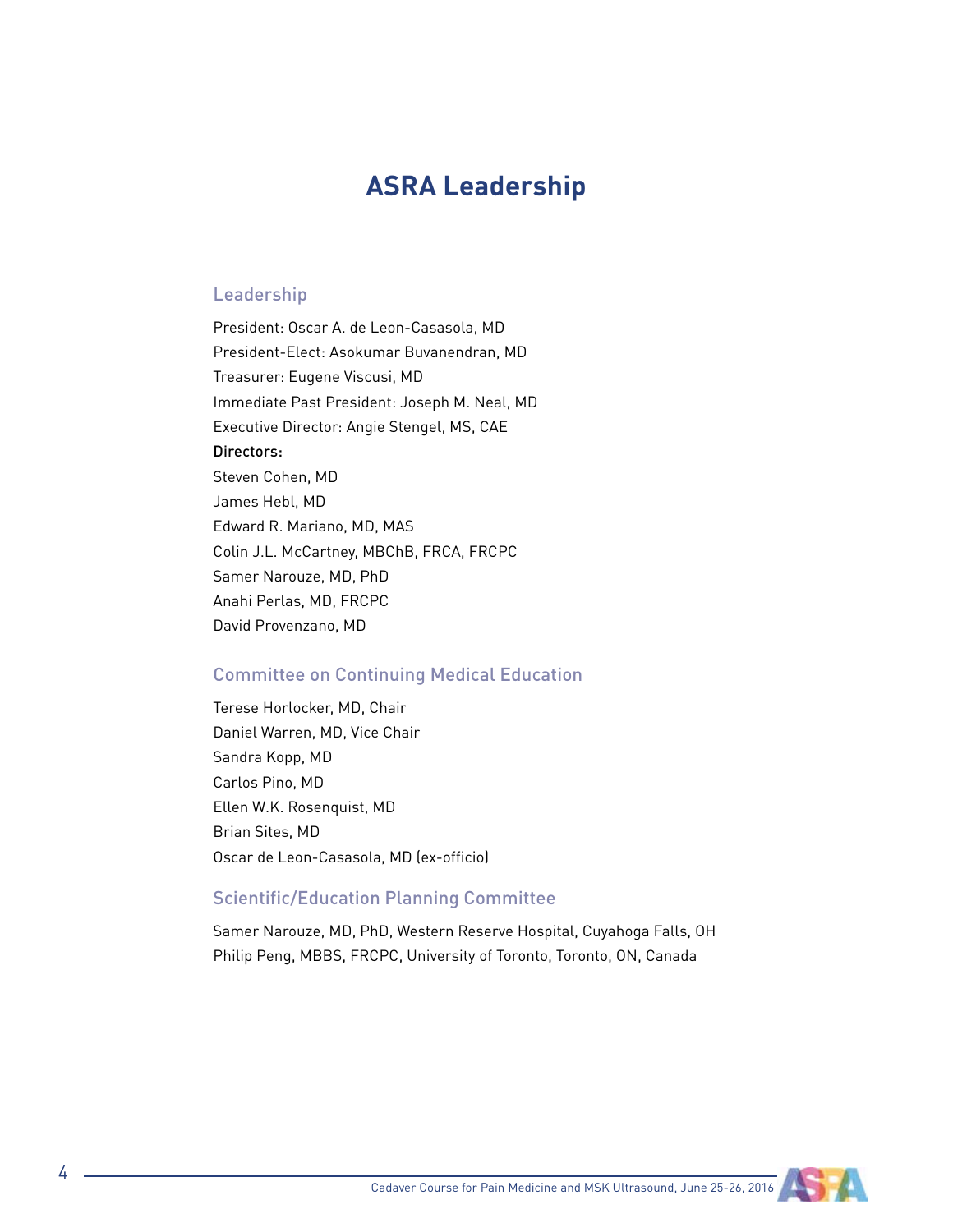# ASRA Leadership

## Leadership

President: Oscar A. de Leon-Casasola, MD
President-Elect: Asokumar Buvanendran, MD
Treasurer: Eugene Viscusi, MD
Immediate Past President: Joseph M. Neal, MD
Executive Director: Angie Stengel, MS, CAE
Directors:
Steven Cohen, MD
James Hebl, MD
Edward R. Mariano, MD, MAS
Colin J.L. McCartney, MBChB, FRCA, FRCPC
Samer Narouze, MD, PhD
Anahi Perlas, MD, FRCPC
David Provenzano, MD

## Committee on Continuing Medical Education

Terese Horlocker, MD, Chair
Daniel Warren, MD, Vice Chair
Sandra Kopp, MD
Carlos Pino, MD
Ellen W.K. Rosenquist, MD
Brian Sites, MD
Oscar de Leon-Casasola, MD (ex-officio)

## Scientific/Education Planning Committee

Samer Narouze, MD, PhD, Western Reserve Hospital, Cuyahoga Falls, OH
Philip Peng, MBBS, FRCPC, University of Toronto, Toronto, ON, Canada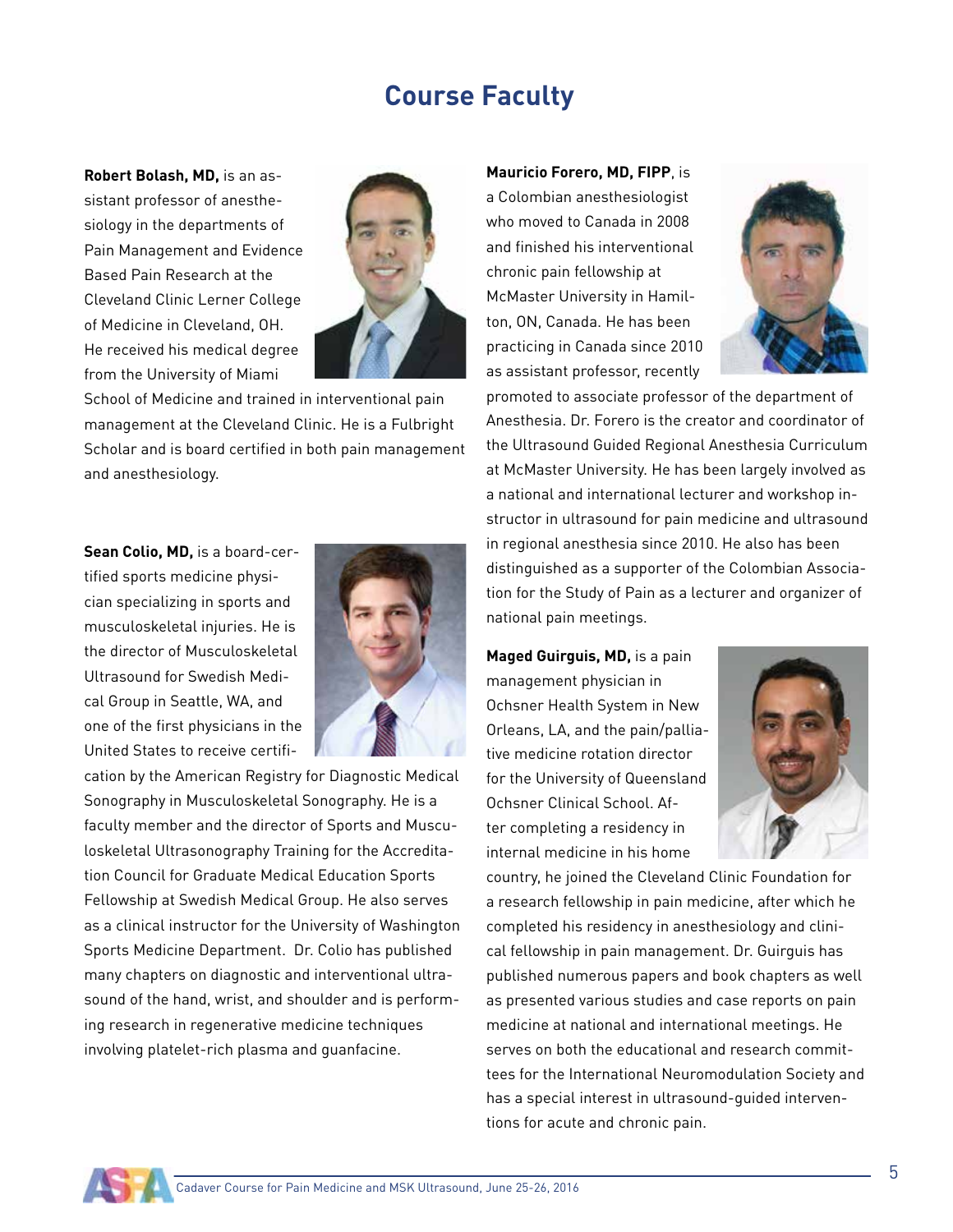# Course Faculty

**Robert Bolash, MD,** is an assistant professor of anesthesiology in the departments of Pain Management and Evidence Based Pain Research at the Cleveland Clinic Lerner College of Medicine in Cleveland, OH. He received his medical degree from the University of Miami School of Medicine and trained in interventional pain management at the Cleveland Clinic. He is a Fulbright Scholar and is board certified in both pain management and anesthesiology.

**Sean Colio, MD,** is a board-certified sports medicine physician specializing in sports and musculoskeletal injuries. He is the director of Musculoskeletal Ultrasound for Swedish Medical Group in Seattle, WA, and one of the first physicians in the United States to receive certification by the American Registry for Diagnostic Medical Sonography in Musculoskeletal Sonography. He is a faculty member and the director of Sports and Musculoskeletal Ultrasonography Training for the Accreditation Council for Graduate Medical Education Sports Fellowship at Swedish Medical Group. He also serves as a clinical instructor for the University of Washington Sports Medicine Department. Dr. Colio has published many chapters on diagnostic and interventional ultrasound of the hand, wrist, and shoulder and is performing research in regenerative medicine techniques involving platelet-rich plasma and guanfacine.

**Mauricio Forero, MD, FIPP**, is a Colombian anesthesiologist who moved to Canada in 2008 and finished his interventional chronic pain fellowship at McMaster University in Hamilton, ON, Canada. He has been practicing in Canada since 2010 as assistant professor, recently promoted to associate professor of the department of Anesthesia. Dr. Forero is the creator and coordinator of the Ultrasound Guided Regional Anesthesia Curriculum at McMaster University. He has been largely involved as a national and international lecturer and workshop instructor in ultrasound for pain medicine and ultrasound in regional anesthesia since 2010. He also has been distinguished as a supporter of the Colombian Association for the Study of Pain as a lecturer and organizer of national pain meetings.

**Maged Guirguis, MD,** is a pain management physician in Ochsner Health System in New Orleans, LA, and the pain/palliative medicine rotation director for the University of Queensland Ochsner Clinical School. After completing a residency in internal medicine in his home country, he joined the Cleveland Clinic Foundation for a research fellowship in pain medicine, after which he completed his residency in anesthesiology and clinical fellowship in pain management. Dr. Guirguis has published numerous papers and book chapters as well as presented various studies and case reports on pain medicine at national and international meetings. He serves on both the educational and research committees for the International Neuromodulation Society and has a special interest in ultrasound-guided interventions for acute and chronic pain.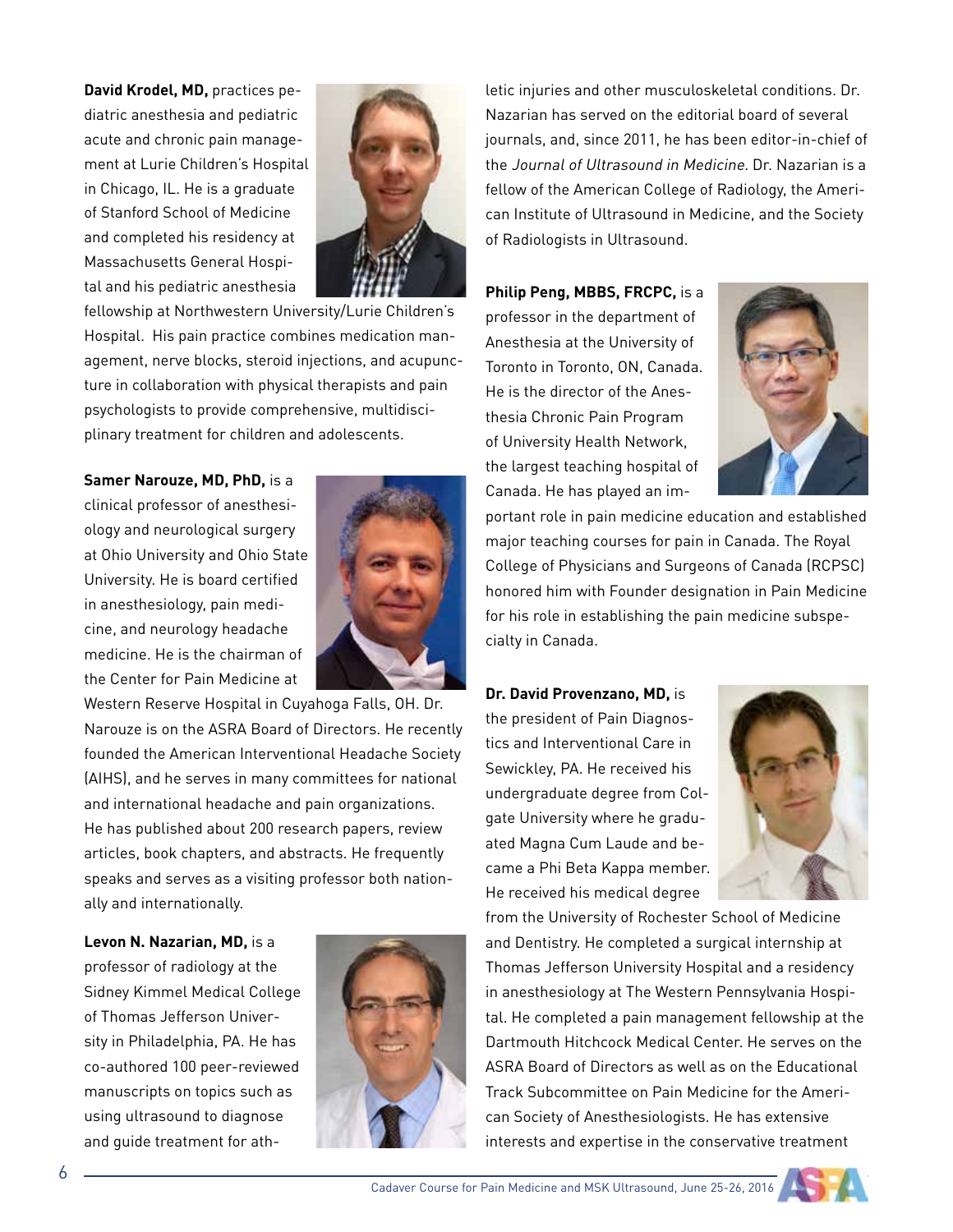**David Krodel, MD,** practices pediatric anesthesia and pediatric acute and chronic pain management at Lurie Children's Hospital in Chicago, IL. He is a graduate of Stanford School of Medicine and completed his residency at Massachusetts General Hospital and his pediatric anesthesia fellowship at Northwestern University/Lurie Children's Hospital. His pain practice combines medication management, nerve blocks, steroid injections, and acupuncture in collaboration with physical therapists and pain psychologists to provide comprehensive, multidisciplinary treatment for children and adolescents.

**Samer Narouze, MD, PhD,** is a clinical professor of anesthesiology and neurological surgery at Ohio University and Ohio State University. He is board certified in anesthesiology, pain medicine, and neurology headache medicine. He is the chairman of the Center for Pain Medicine at Western Reserve Hospital in Cuyahoga Falls, OH. Dr. Narouze is on the ASRA Board of Directors. He recently founded the American Interventional Headache Society (AIHS), and he serves in many committees for national and international headache and pain organizations. He has published about 200 research papers, review articles, book chapters, and abstracts. He frequently speaks and serves as a visiting professor both nationally and internationally.

**Levon N. Nazarian, MD,** is a professor of radiology at the Sidney Kimmel Medical College of Thomas Jefferson University in Philadelphia, PA. He has co-authored 100 peer-reviewed manuscripts on topics such as using ultrasound to diagnose and guide treatment for athletic injuries and other musculoskeletal conditions. Dr. Nazarian has served on the editorial board of several journals, and, since 2011, he has been editor-in-chief of the *Journal of Ultrasound in Medicine*. Dr. Nazarian is a fellow of the American College of Radiology, the American Institute of Ultrasound in Medicine, and the Society of Radiologists in Ultrasound.

**Philip Peng, MBBS, FRCPC,** is a professor in the department of Anesthesia at the University of Toronto in Toronto, ON, Canada. He is the director of the Anesthesia Chronic Pain Program of University Health Network, the largest teaching hospital of Canada. He has played an important role in pain medicine education and established major teaching courses for pain in Canada. The Royal College of Physicians and Surgeons of Canada (RCPSC) honored him with Founder designation in Pain Medicine for his role in establishing the pain medicine subspecialty in Canada.

**Dr. David Provenzano, MD,** is the president of Pain Diagnostics and Interventional Care in Sewickley, PA. He received his undergraduate degree from Colgate University where he graduated Magna Cum Laude and became a Phi Beta Kappa member. He received his medical degree from the University of Rochester School of Medicine and Dentistry. He completed a surgical internship at Thomas Jefferson University Hospital and a residency in anesthesiology at The Western Pennsylvania Hospital. He completed a pain management fellowship at the Dartmouth Hitchcock Medical Center. He serves on the ASRA Board of Directors as well as on the Educational Track Subcommittee on Pain Medicine for the American Society of Anesthesiologists. He has extensive interests and expertise in the conservative treatment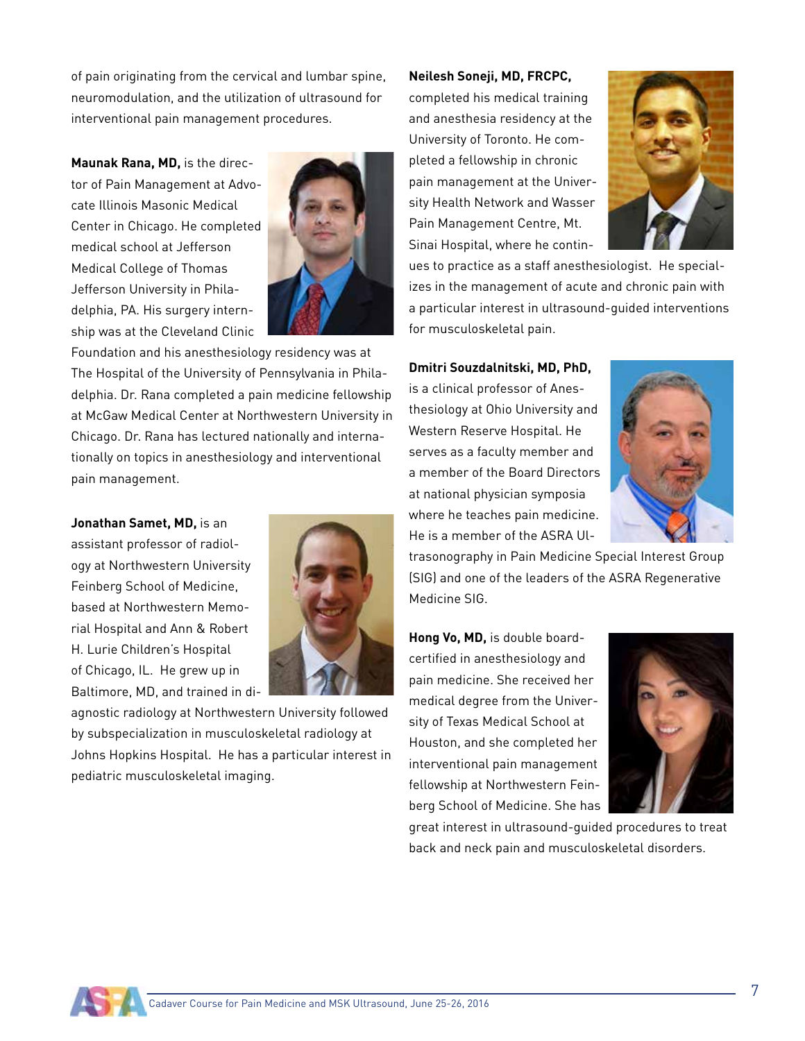of pain originating from the cervical and lumbar spine, neuromodulation, and the utilization of ultrasound for interventional pain management procedures.

**Maunak Rana, MD,** is the director of Pain Management at Advocate Illinois Masonic Medical Center in Chicago. He completed medical school at Jefferson Medical College of Thomas Jefferson University in Philadelphia, PA. His surgery internship was at the Cleveland Clinic Foundation and his anesthesiology residency was at The Hospital of the University of Pennsylvania in Philadelphia. Dr. Rana completed a pain medicine fellowship at McGaw Medical Center at Northwestern University in Chicago. Dr. Rana has lectured nationally and internationally on topics in anesthesiology and interventional pain management.

**Jonathan Samet, MD,** is an assistant professor of radiology at Northwestern University Feinberg School of Medicine, based at Northwestern Memorial Hospital and Ann & Robert H. Lurie Children's Hospital of Chicago, IL. He grew up in Baltimore, MD, and trained in diagnostic radiology at Northwestern University followed by subspecialization in musculoskeletal radiology at Johns Hopkins Hospital. He has a particular interest in pediatric musculoskeletal imaging.

**Neilesh Soneji, MD, FRCPC,** completed his medical training and anesthesia residency at the University of Toronto. He completed a fellowship in chronic pain management at the University Health Network and Wasser Pain Management Centre, Mt. Sinai Hospital, where he continues to practice as a staff anesthesiologist. He specializes in the management of acute and chronic pain with a particular interest in ultrasound-guided interventions for musculoskeletal pain.

**Dmitri Souzdalnitski, MD, PhD,** is a clinical professor of Anesthesiology at Ohio University and Western Reserve Hospital. He serves as a faculty member and a member of the Board Directors at national physician symposia where he teaches pain medicine. He is a member of the ASRA Ultrasonography in Pain Medicine Special Interest Group (SIG) and one of the leaders of the ASRA Regenerative Medicine SIG.

**Hong Vo, MD,** is double board-certified in anesthesiology and pain medicine. She received her medical degree from the University of Texas Medical School at Houston, and she completed her interventional pain management fellowship at Northwestern Feinberg School of Medicine. She has great interest in ultrasound-guided procedures to treat back and neck pain and musculoskeletal disorders.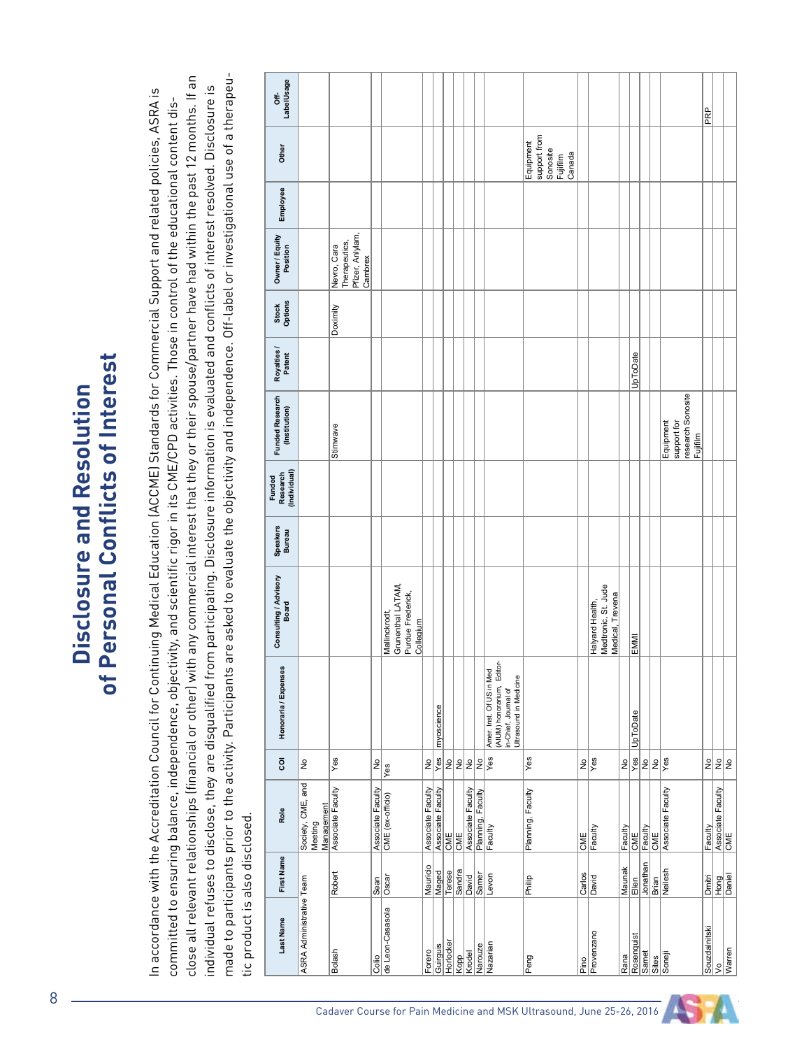# Disclosure and Resolution of Personal Conflicts of Interest

In accordance with the Accreditation Council for Continuing Medical Education (ACCME) Standards for Commercial Support and related policies, ASRA is committed to ensuring balance, independence, objectivity, and scientific rigor in its CME/CPD activities. Those in control of the educational content disclose all relevant relationships (financial or other) with any commercial interest that they or their spouse/partner have had within the past 12 months. If an individual refuses to disclose, they are disqualified from participating. Disclosure information is evaluated and conflicts of interest resolved. Disclosure is made to participants prior to the activity. Participants are asked to evaluate the objectivity and independence. Off-label or investigational use of a therapeutic product is also disclosed.

| Last Name | First Name | Role | COI | Honoraria / Expenses | Consulting / Advisory Board | Speakers Bureau | Funded Research (Individual) | Funded Research (Institution) | Royalties / Patent | Stock Options | Owner / Equity Position | Employee | Other | Off-Label/Usage |
|---|---|---|---|---|---|---|---|---|---|---|---|---|---|---|
| ASRA Administrative Team | Team | Society, CME, and Meeting Management | No | | | | | | | | | | | |
| Bolash | Robert | Associate Faculty | Yes | | | | | Stimwave | | Doximity | Nevro, Cara Therapeutics, Pfizer, Anlylam, Cambrex | | | |
| Colio | Sean | Associate Faculty | No | | | | | | | | | | | |
| de Leon-Casasola | Oscar | CME (ex-officio) | Yes | | Mallinckrodt, Grunenthal LATAM, Purdue Frederick, Collegium | | | | | | | | | |
| Forero | Mauricio | Associate Faculty | No | | | | | | | | | | | |
| Guirguis | Maged | Associate Faculty | Yes | myoscience | | | | | | | | | | |
| Horlocker | Terese | CME | No | | | | | | | | | | | |
| Kopp | Sandra | CME | No | | | | | | | | | | | |
| Krodel | David | Associate Faculty | No | | | | | | | | | | | |
| Narouze | Samer | Planning, Faculty | No | | | | | | | | | | | |
| Nazarian | Levon | Faculty | Yes | Amer. Inst. Of US in Med (AIUM) honorarium, Editor-in-Chief, Journal of Ultrasound in Medicine | | | | | | | | | | |
| Peng | Philip | Planning, Faculty | Yes | | | | | | | | | | Equipment support from Sonosite Fujifilm Canada | |
| Pino | Carlos | CME | No | | | | | | | | | | | |
| Provenzano | David | Faculty | Yes | | Halyard Health, Medtronic, St. Jude Medical, Trevena | | | | | | | | | |
| Rana | Maunak | Faculty | No | | | | | | | | | | | |
| Rosenquist | Ellen | CME | Yes | UpToDate | EMMI | | | | UpToDate | | | | | |
| Samet | Jonathan | Faculty | No | | | | | | | | | | | |
| Sites | Brian | CME | No | | | | | | | | | | | |
| Soneji | Neilesh | Associate Faculty | Yes | | | | | Equipment support for research Sonosite Fujifilm | | | | | | |
| Souzdalnitski | Dmitri | Faculty | No | | | | | | | | | | | PRP |
| Vo | Hong | Associate Faculty | No | | | | | | | | | | | |
| Warren | Daniel | CME | No | | | | | | | | | | | |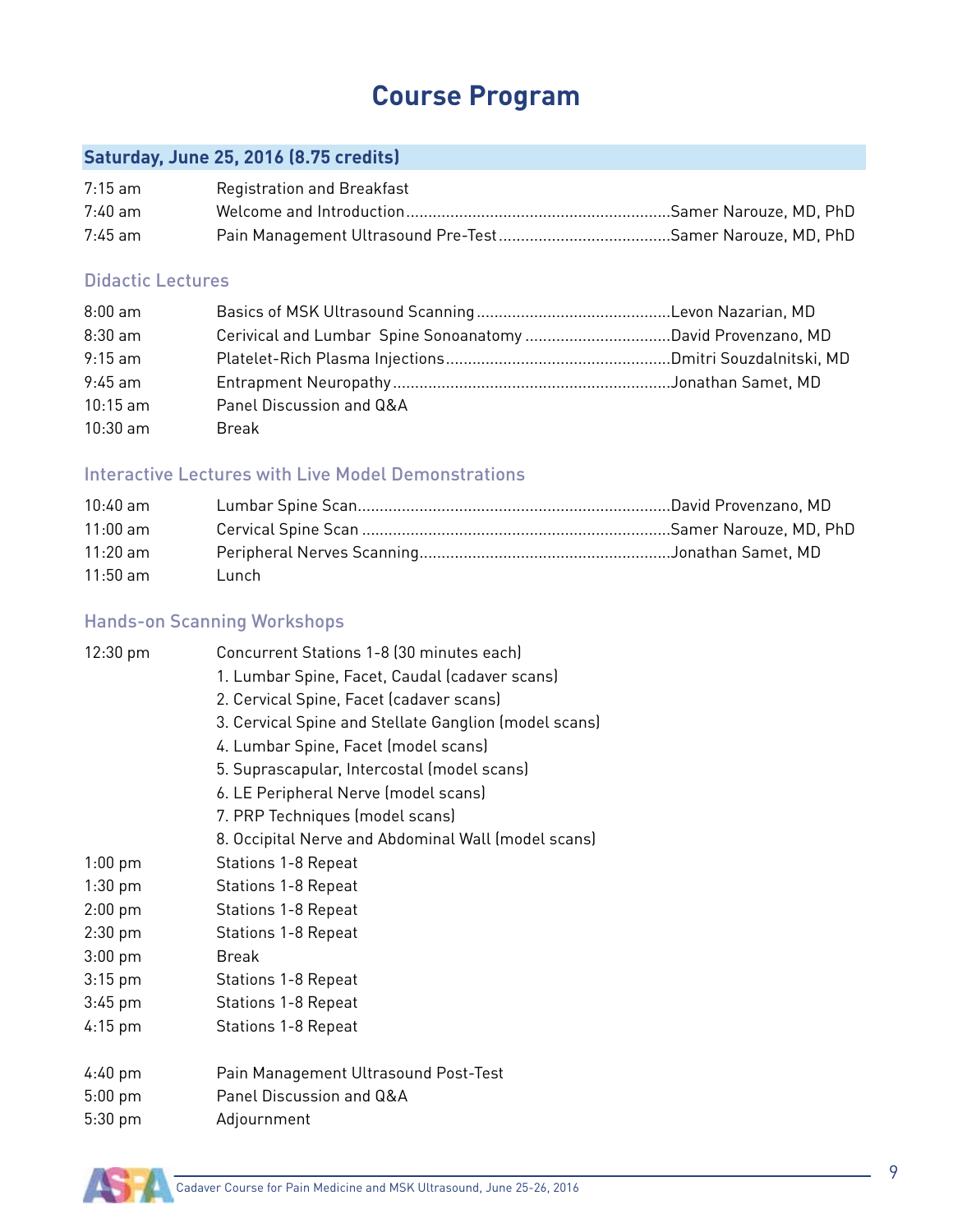# Course Program

## Saturday, June 25, 2016 (8.75 credits)

| | | |
|---|---|---|
| 7:15 am | Registration and Breakfast | |
| 7:40 am | Welcome and Introduction | Samer Narouze, MD, PhD |
| 7:45 am | Pain Management Ultrasound Pre-Test | Samer Narouze, MD, PhD |

### Didactic Lectures

| | | |
|---|---|---|
| 8:00 am | Basics of MSK Ultrasound Scanning | Levon Nazarian, MD |
| 8:30 am | Cerivical and Lumbar Spine Sonoanatomy | David Provenzano, MD |
| 9:15 am | Platelet-Rich Plasma Injections | Dmitri Souzdalnitski, MD |
| 9:45 am | Entrapment Neuropathy | Jonathan Samet, MD |
| 10:15 am | Panel Discussion and Q&A | |
| 10:30 am | Break | |

### Interactive Lectures with Live Model Demonstrations

| | | |
|---|---|---|
| 10:40 am | Lumbar Spine Scan | David Provenzano, MD |
| 11:00 am | Cervical Spine Scan | Samer Narouze, MD, PhD |
| 11:20 am | Peripheral Nerves Scanning | Jonathan Samet, MD |
| 11:50 am | Lunch | |

### Hands-on Scanning Workshops

12:30 pm Concurrent Stations 1-8 (30 minutes each)

1. Lumbar Spine, Facet, Caudal (cadaver scans)
2. Cervical Spine, Facet (cadaver scans)
3. Cervical Spine and Stellate Ganglion (model scans)
4. Lumbar Spine, Facet (model scans)
5. Suprascapular, Intercostal (model scans)
6. LE Peripheral Nerve (model scans)
7. PRP Techniques (model scans)
8. Occipital Nerve and Abdominal Wall (model scans)

| | |
|---|---|
| 1:00 pm | Stations 1-8 Repeat |
| 1:30 pm | Stations 1-8 Repeat |
| 2:00 pm | Stations 1-8 Repeat |
| 2:30 pm | Stations 1-8 Repeat |
| 3:00 pm | Break |
| 3:15 pm | Stations 1-8 Repeat |
| 3:45 pm | Stations 1-8 Repeat |
| 4:15 pm | Stations 1-8 Repeat |
| 4:40 pm | Pain Management Ultrasound Post-Test |
| 5:00 pm | Panel Discussion and Q&A |
| 5:30 pm | Adjournment |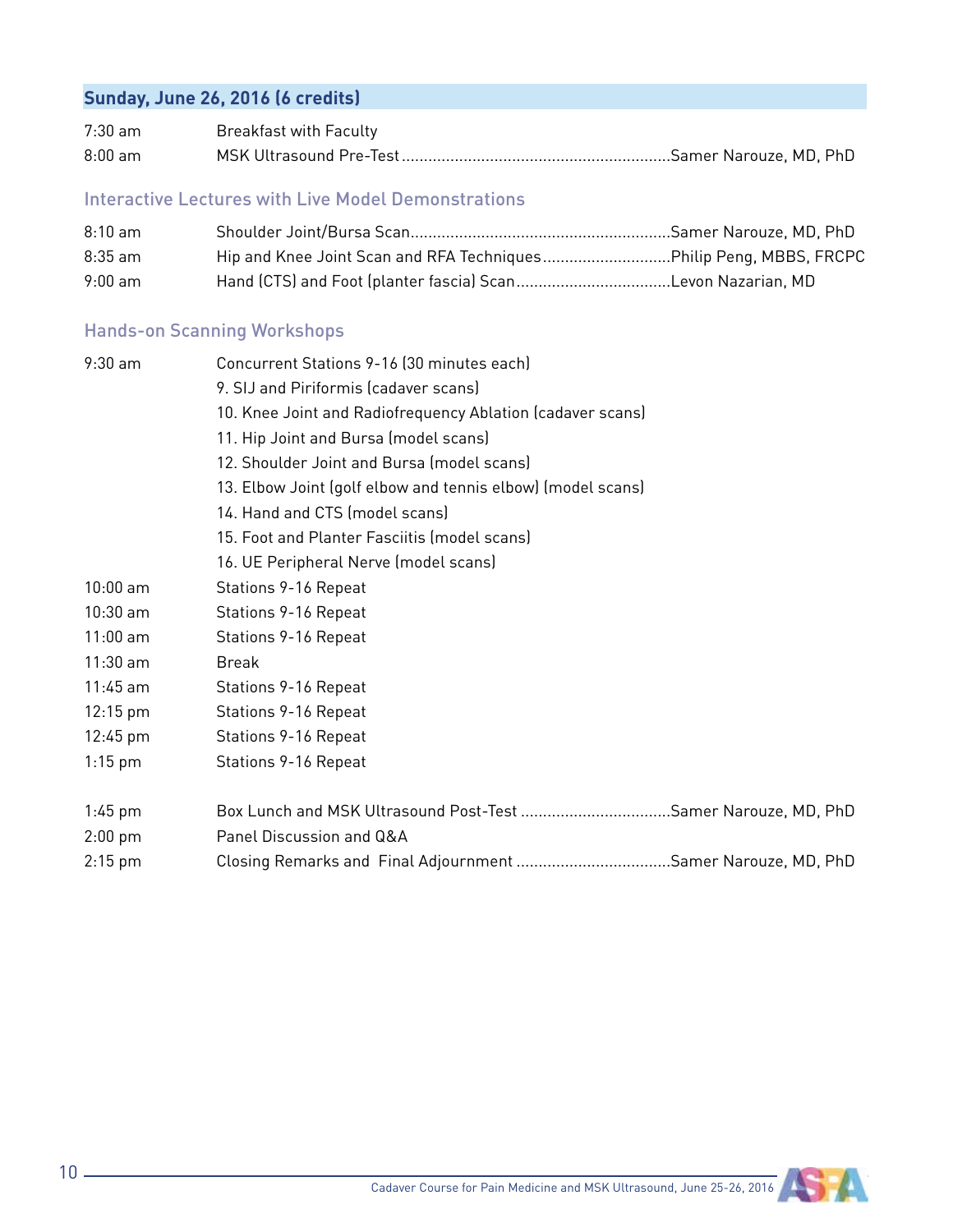## Sunday, June 26, 2016 (6 credits)

| | | |
|---|---|---|
| 7:30 am | Breakfast with Faculty | |
| 8:00 am | MSK Ultrasound Pre-Test | Samer Narouze, MD, PhD |

### Interactive Lectures with Live Model Demonstrations

| | | |
|---|---|---|
| 8:10 am | Shoulder Joint/Bursa Scan | Samer Narouze, MD, PhD |
| 8:35 am | Hip and Knee Joint Scan and RFA Techniques | Philip Peng, MBBS, FRCPC |
| 9:00 am | Hand (CTS) and Foot (planter fascia) Scan | Levon Nazarian, MD |

### Hands-on Scanning Workshops

9:30 am — Concurrent Stations 9-16 (30 minutes each)

9. SIJ and Piriformis (cadaver scans)
10. Knee Joint and Radiofrequency Ablation (cadaver scans)
11. Hip Joint and Bursa (model scans)
12. Shoulder Joint and Bursa (model scans)
13. Elbow Joint (golf elbow and tennis elbow) (model scans)
14. Hand and CTS (model scans)
15. Foot and Planter Fasciitis (model scans)
16. UE Peripheral Nerve (model scans)

| | | |
|---|---|---|
| 10:00 am | Stations 9-16 Repeat | |
| 10:30 am | Stations 9-16 Repeat | |
| 11:00 am | Stations 9-16 Repeat | |
| 11:30 am | Break | |
| 11:45 am | Stations 9-16 Repeat | |
| 12:15 pm | Stations 9-16 Repeat | |
| 12:45 pm | Stations 9-16 Repeat | |
| 1:15 pm | Stations 9-16 Repeat | |
| 1:45 pm | Box Lunch and MSK Ultrasound Post-Test | Samer Narouze, MD, PhD |
| 2:00 pm | Panel Discussion and Q&A | |
| 2:15 pm | Closing Remarks and Final Adjournment | Samer Narouze, MD, PhD |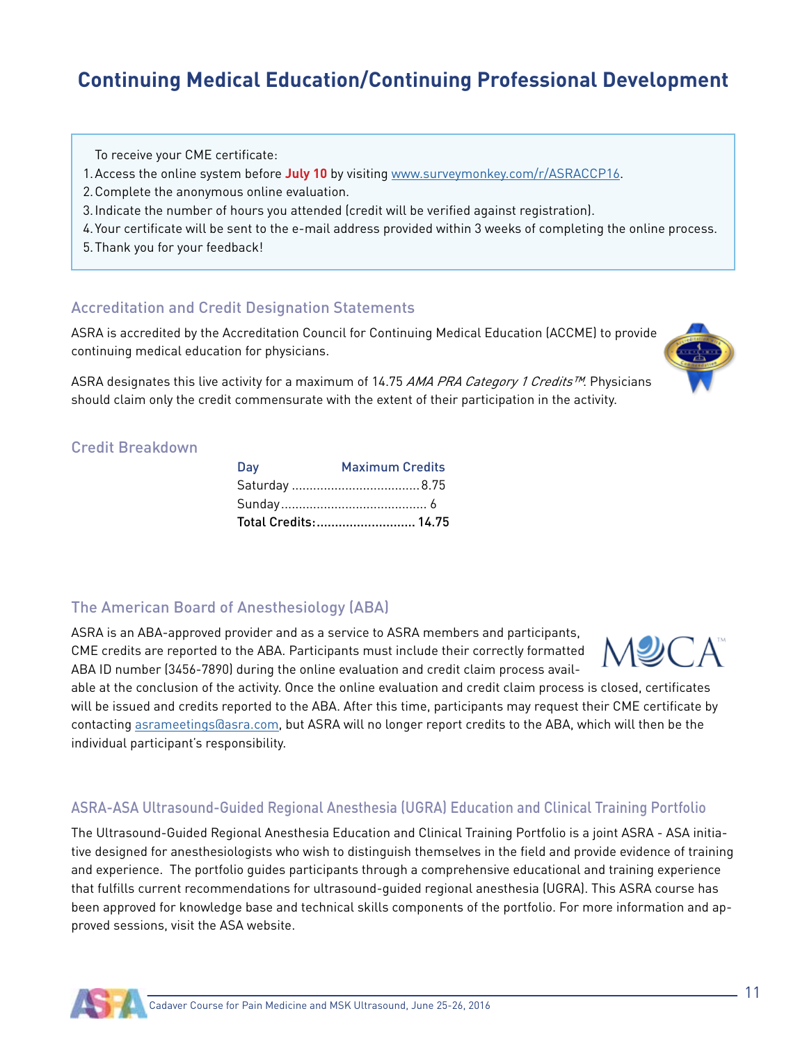# Continuing Medical Education/Continuing Professional Development

To receive your CME certificate:

1. Access the online system before **July 10** by visiting www.surveymonkey.com/r/ASRACCP16.
2. Complete the anonymous online evaluation.
3. Indicate the number of hours you attended (credit will be verified against registration).
4. Your certificate will be sent to the e-mail address provided within 3 weeks of completing the online process.
5. Thank you for your feedback!

## Accreditation and Credit Designation Statements

ASRA is accredited by the Accreditation Council for Continuing Medical Education (ACCME) to provide continuing medical education for physicians.

ASRA designates this live activity for a maximum of 14.75 *AMA PRA Category 1 Credits™*. Physicians should claim only the credit commensurate with the extent of their participation in the activity.

## Credit Breakdown

| Day | Maximum Credits |
|---|---|
| Saturday | 8.75 |
| Sunday | 6 |
| **Total Credits:** | **14.75** |

## The American Board of Anesthesiology (ABA)

ASRA is an ABA-approved provider and as a service to ASRA members and participants, CME credits are reported to the ABA. Participants must include their correctly formatted ABA ID number (3456-7890) during the online evaluation and credit claim process available at the conclusion of the activity. Once the online evaluation and credit claim process is closed, certificates will be issued and credits reported to the ABA. After this time, participants may request their CME certificate by contacting asrameetings@asra.com, but ASRA will no longer report credits to the ABA, which will then be the individual participant's responsibility.

## ASRA-ASA Ultrasound-Guided Regional Anesthesia (UGRA) Education and Clinical Training Portfolio

The Ultrasound-Guided Regional Anesthesia Education and Clinical Training Portfolio is a joint ASRA - ASA initiative designed for anesthesiologists who wish to distinguish themselves in the field and provide evidence of training and experience. The portfolio guides participants through a comprehensive educational and training experience that fulfills current recommendations for ultrasound-guided regional anesthesia (UGRA). This ASRA course has been approved for knowledge base and technical skills components of the portfolio. For more information and approved sessions, visit the ASA website.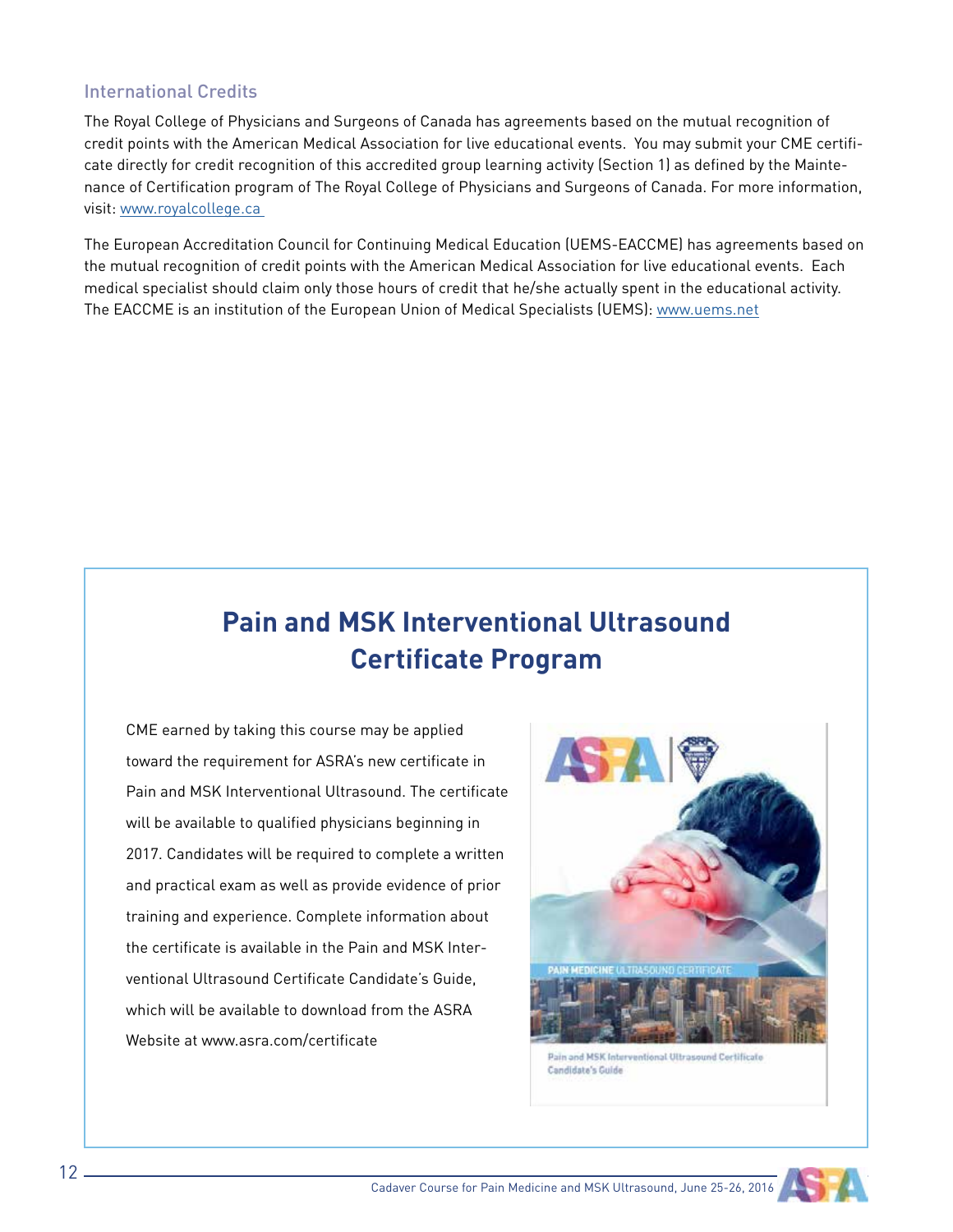### International Credits

The Royal College of Physicians and Surgeons of Canada has agreements based on the mutual recognition of credit points with the American Medical Association for live educational events. You may submit your CME certificate directly for credit recognition of this accredited group learning activity (Section 1) as defined by the Maintenance of Certification program of The Royal College of Physicians and Surgeons of Canada. For more information, visit: www.royalcollege.ca

The European Accreditation Council for Continuing Medical Education (UEMS-EACCME) has agreements based on the mutual recognition of credit points with the American Medical Association for live educational events. Each medical specialist should claim only those hours of credit that he/she actually spent in the educational activity. The EACCME is an institution of the European Union of Medical Specialists (UEMS): www.uems.net

## Pain and MSK Interventional Ultrasound Certificate Program

CME earned by taking this course may be applied toward the requirement for ASRA's new certificate in Pain and MSK Interventional Ultrasound. The certificate will be available to qualified physicians beginning in 2017. Candidates will be required to complete a written and practical exam as well as provide evidence of prior training and experience. Complete information about the certificate is available in the Pain and MSK Interventional Ultrasound Certificate Candidate's Guide, which will be available to download from the ASRA Website at www.asra.com/certificate

Pain and MSK Interventional Ultrasound Certificate Candidate's Guide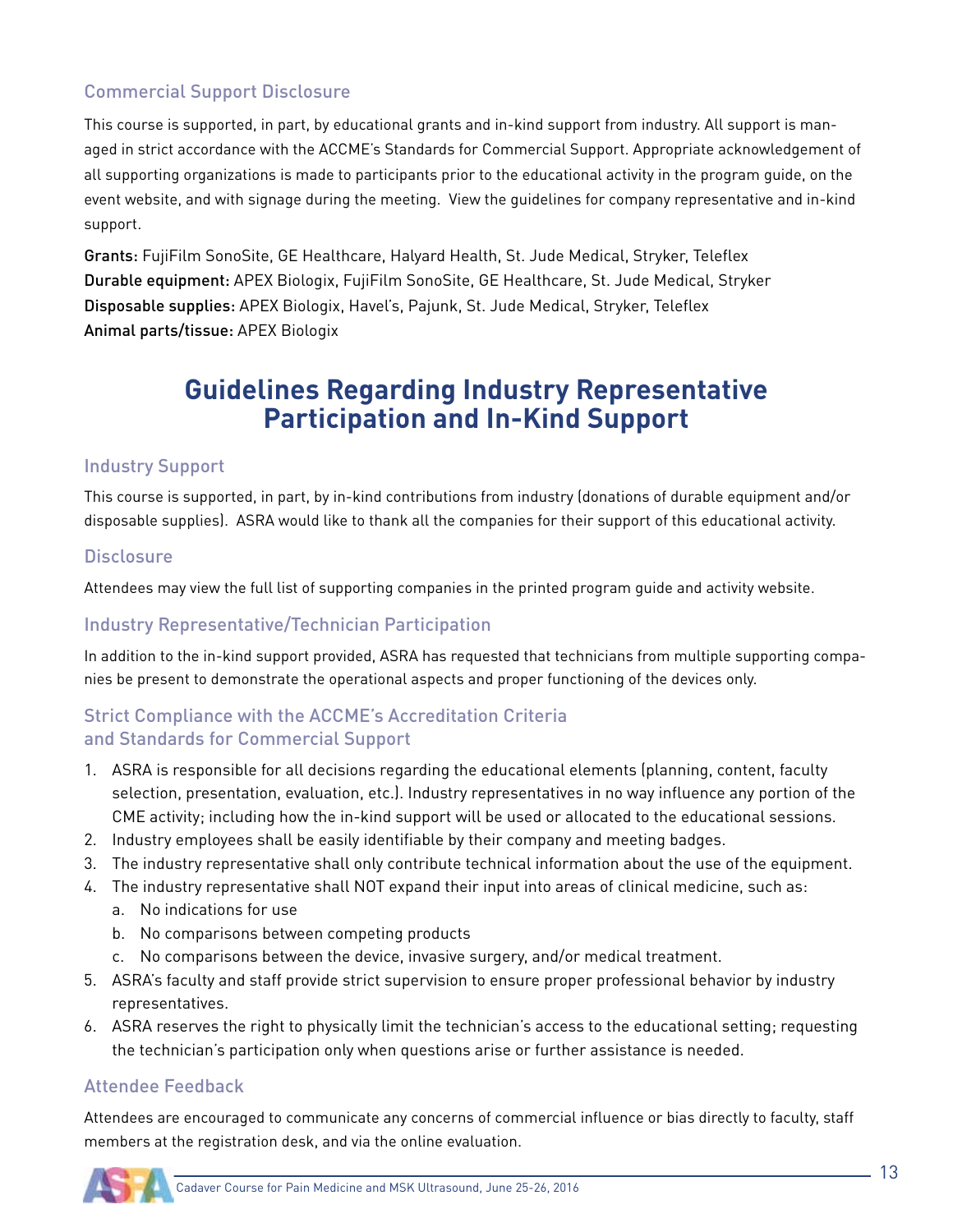## Commercial Support Disclosure

This course is supported, in part, by educational grants and in-kind support from industry. All support is managed in strict accordance with the ACCME's Standards for Commercial Support. Appropriate acknowledgement of all supporting organizations is made to participants prior to the educational activity in the program guide, on the event website, and with signage during the meeting. View the guidelines for company representative and in-kind support.

**Grants:** FujiFilm SonoSite, GE Healthcare, Halyard Health, St. Jude Medical, Stryker, Teleflex
**Durable equipment:** APEX Biologix, FujiFilm SonoSite, GE Healthcare, St. Jude Medical, Stryker
**Disposable supplies:** APEX Biologix, Havel's, Pajunk, St. Jude Medical, Stryker, Teleflex
**Animal parts/tissue:** APEX Biologix

# Guidelines Regarding Industry Representative Participation and In-Kind Support

## Industry Support

This course is supported, in part, by in-kind contributions from industry (donations of durable equipment and/or disposable supplies). ASRA would like to thank all the companies for their support of this educational activity.

## Disclosure

Attendees may view the full list of supporting companies in the printed program guide and activity website.

## Industry Representative/Technician Participation

In addition to the in-kind support provided, ASRA has requested that technicians from multiple supporting companies be present to demonstrate the operational aspects and proper functioning of the devices only.

## Strict Compliance with the ACCME's Accreditation Criteria and Standards for Commercial Support

1. ASRA is responsible for all decisions regarding the educational elements (planning, content, faculty selection, presentation, evaluation, etc.). Industry representatives in no way influence any portion of the CME activity; including how the in-kind support will be used or allocated to the educational sessions.
2. Industry employees shall be easily identifiable by their company and meeting badges.
3. The industry representative shall only contribute technical information about the use of the equipment.
4. The industry representative shall NOT expand their input into areas of clinical medicine, such as:
   a. No indications for use
   b. No comparisons between competing products
   c. No comparisons between the device, invasive surgery, and/or medical treatment.
5. ASRA's faculty and staff provide strict supervision to ensure proper professional behavior by industry representatives.
6. ASRA reserves the right to physically limit the technician's access to the educational setting; requesting the technician's participation only when questions arise or further assistance is needed.

## Attendee Feedback

Attendees are encouraged to communicate any concerns of commercial influence or bias directly to faculty, staff members at the registration desk, and via the online evaluation.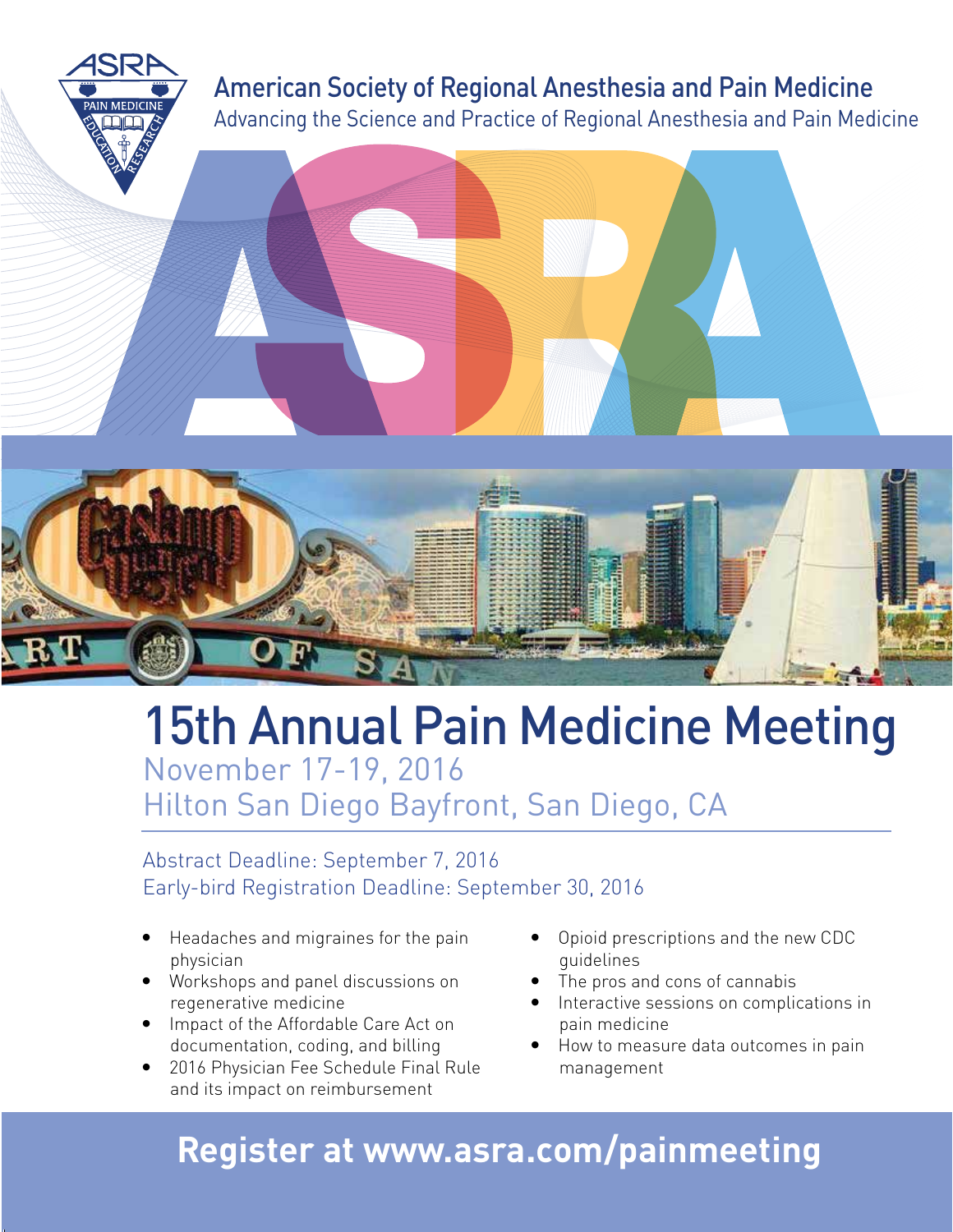American Society of Regional Anesthesia and Pain Medicine

Advancing the Science and Practice of Regional Anesthesia and Pain Medicine

# 15th Annual Pain Medicine Meeting

November 17-19, 2016

Hilton San Diego Bayfront, San Diego, CA

Abstract Deadline: September 7, 2016

Early-bird Registration Deadline: September 30, 2016

- Headaches and migraines for the pain physician
- Workshops and panel discussions on regenerative medicine
- Impact of the Affordable Care Act on documentation, coding, and billing
- 2016 Physician Fee Schedule Final Rule and its impact on reimbursement
- Opioid prescriptions and the new CDC guidelines
- The pros and cons of cannabis
- Interactive sessions on complications in pain medicine
- How to measure data outcomes in pain management

**Register at www.asra.com/painmeeting**